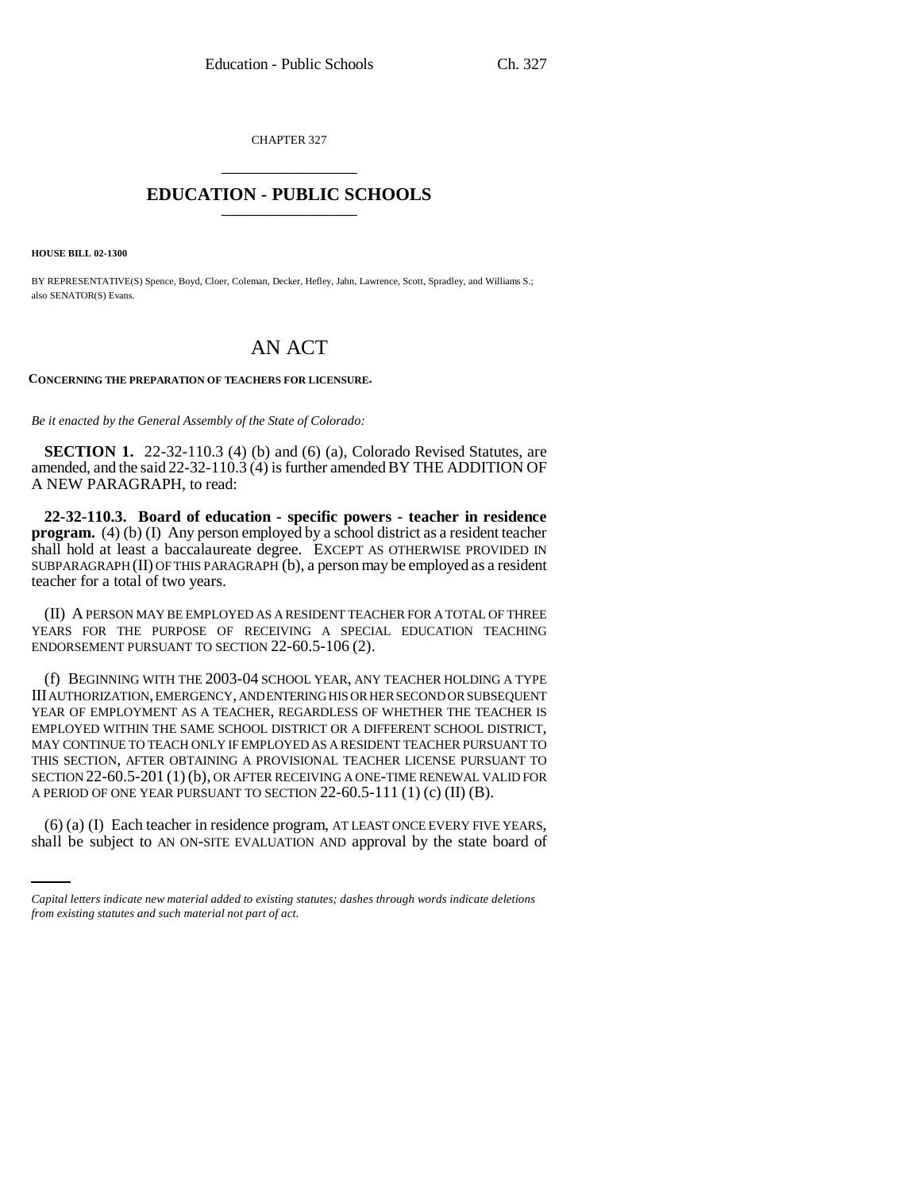CHAPTER 327

# EDUCATION - PUBLIC SCHOOLS

**HOUSE BILL 02-1300**

BY REPRESENTATIVE(S) Spence, Boyd, Cloer, Coleman, Decker, Hefley, Jahn, Lawrence, Scott, Spradley, and Williams S.; also SENATOR(S) Evans.

# AN ACT

**CONCERNING THE PREPARATION OF TEACHERS FOR LICENSURE.**

*Be it enacted by the General Assembly of the State of Colorado:*

**SECTION 1.** 22-32-110.3 (4) (b) and (6) (a), Colorado Revised Statutes, are amended, and the said 22-32-110.3 (4) is further amended BY THE ADDITION OF A NEW PARAGRAPH, to read:

**22-32-110.3. Board of education - specific powers - teacher in residence program.** (4) (b) (I) Any person employed by a school district as a resident teacher shall hold at least a baccalaureate degree. EXCEPT AS OTHERWISE PROVIDED IN SUBPARAGRAPH (II) OF THIS PARAGRAPH (b), a person may be employed as a resident teacher for a total of two years.

(II) A PERSON MAY BE EMPLOYED AS A RESIDENT TEACHER FOR A TOTAL OF THREE YEARS FOR THE PURPOSE OF RECEIVING A SPECIAL EDUCATION TEACHING ENDORSEMENT PURSUANT TO SECTION 22-60.5-106 (2).

(f) BEGINNING WITH THE 2003-04 SCHOOL YEAR, ANY TEACHER HOLDING A TYPE III AUTHORIZATION, EMERGENCY, AND ENTERING HIS OR HER SECOND OR SUBSEQUENT YEAR OF EMPLOYMENT AS A TEACHER, REGARDLESS OF WHETHER THE TEACHER IS EMPLOYED WITHIN THE SAME SCHOOL DISTRICT OR A DIFFERENT SCHOOL DISTRICT, MAY CONTINUE TO TEACH ONLY IF EMPLOYED AS A RESIDENT TEACHER PURSUANT TO THIS SECTION, AFTER OBTAINING A PROVISIONAL TEACHER LICENSE PURSUANT TO SECTION 22-60.5-201 (1) (b), OR AFTER RECEIVING A ONE-TIME RENEWAL VALID FOR A PERIOD OF ONE YEAR PURSUANT TO SECTION 22-60.5-111 (1) (c) (II) (B).

(6) (a) (I) Each teacher in residence program, AT LEAST ONCE EVERY FIVE YEARS, shall be subject to AN ON-SITE EVALUATION AND approval by the state board of

*Capital letters indicate new material added to existing statutes; dashes through words indicate deletions from existing statutes and such material not part of act.*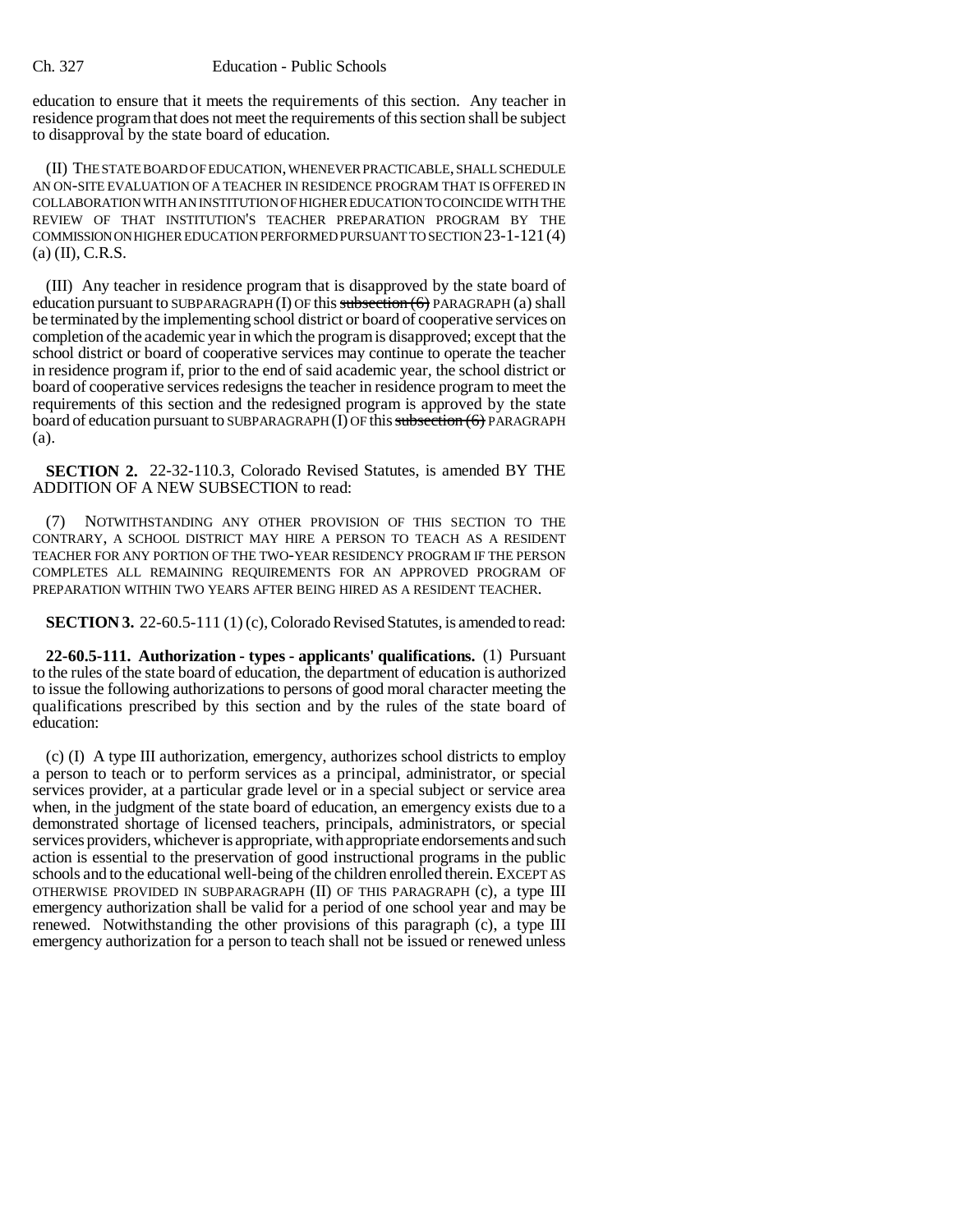education to ensure that it meets the requirements of this section. Any teacher in residence program that does not meet the requirements of this section shall be subject to disapproval by the state board of education.

(II) THE STATE BOARD OF EDUCATION, WHENEVER PRACTICABLE, SHALL SCHEDULE AN ON-SITE EVALUATION OF A TEACHER IN RESIDENCE PROGRAM THAT IS OFFERED IN COLLABORATION WITH AN INSTITUTION OF HIGHER EDUCATION TO COINCIDE WITH THE REVIEW OF THAT INSTITUTION'S TEACHER PREPARATION PROGRAM BY THE COMMISSION ON HIGHER EDUCATION PERFORMED PURSUANT TO SECTION 23-1-121 (4) (a) (II), C.R.S.

(III) Any teacher in residence program that is disapproved by the state board of education pursuant to SUBPARAGRAPH (I) OF this ~~subsection (6)~~ PARAGRAPH (a) shall be terminated by the implementing school district or board of cooperative services on completion of the academic year in which the program is disapproved; except that the school district or board of cooperative services may continue to operate the teacher in residence program if, prior to the end of said academic year, the school district or board of cooperative services redesigns the teacher in residence program to meet the requirements of this section and the redesigned program is approved by the state board of education pursuant to SUBPARAGRAPH (I) OF this ~~subsection (6)~~ PARAGRAPH (a).

**SECTION 2.** 22-32-110.3, Colorado Revised Statutes, is amended BY THE ADDITION OF A NEW SUBSECTION to read:

(7) NOTWITHSTANDING ANY OTHER PROVISION OF THIS SECTION TO THE CONTRARY, A SCHOOL DISTRICT MAY HIRE A PERSON TO TEACH AS A RESIDENT TEACHER FOR ANY PORTION OF THE TWO-YEAR RESIDENCY PROGRAM IF THE PERSON COMPLETES ALL REMAINING REQUIREMENTS FOR AN APPROVED PROGRAM OF PREPARATION WITHIN TWO YEARS AFTER BEING HIRED AS A RESIDENT TEACHER.

**SECTION 3.** 22-60.5-111 (1) (c), Colorado Revised Statutes, is amended to read:

**22-60.5-111. Authorization - types - applicants' qualifications.** (1) Pursuant to the rules of the state board of education, the department of education is authorized to issue the following authorizations to persons of good moral character meeting the qualifications prescribed by this section and by the rules of the state board of education:

(c) (I) A type III authorization, emergency, authorizes school districts to employ a person to teach or to perform services as a principal, administrator, or special services provider, at a particular grade level or in a special subject or service area when, in the judgment of the state board of education, an emergency exists due to a demonstrated shortage of licensed teachers, principals, administrators, or special services providers, whichever is appropriate, with appropriate endorsements and such action is essential to the preservation of good instructional programs in the public schools and to the educational well-being of the children enrolled therein. EXCEPT AS OTHERWISE PROVIDED IN SUBPARAGRAPH (II) OF THIS PARAGRAPH (c), a type III emergency authorization shall be valid for a period of one school year and may be renewed. Notwithstanding the other provisions of this paragraph (c), a type III emergency authorization for a person to teach shall not be issued or renewed unless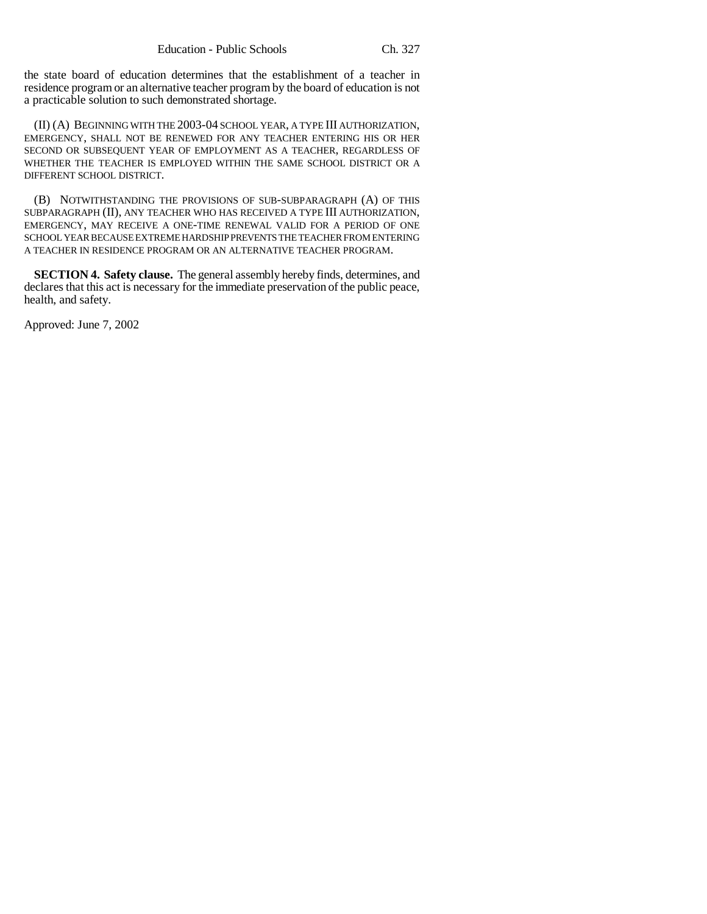the state board of education determines that the establishment of a teacher in residence program or an alternative teacher program by the board of education is not a practicable solution to such demonstrated shortage.

(II) (A) BEGINNING WITH THE 2003-04 SCHOOL YEAR, A TYPE III AUTHORIZATION, EMERGENCY, SHALL NOT BE RENEWED FOR ANY TEACHER ENTERING HIS OR HER SECOND OR SUBSEQUENT YEAR OF EMPLOYMENT AS A TEACHER, REGARDLESS OF WHETHER THE TEACHER IS EMPLOYED WITHIN THE SAME SCHOOL DISTRICT OR A DIFFERENT SCHOOL DISTRICT.

(B) NOTWITHSTANDING THE PROVISIONS OF SUB-SUBPARAGRAPH (A) OF THIS SUBPARAGRAPH (II), ANY TEACHER WHO HAS RECEIVED A TYPE III AUTHORIZATION, EMERGENCY, MAY RECEIVE A ONE-TIME RENEWAL VALID FOR A PERIOD OF ONE SCHOOL YEAR BECAUSE EXTREME HARDSHIP PREVENTS THE TEACHER FROM ENTERING A TEACHER IN RESIDENCE PROGRAM OR AN ALTERNATIVE TEACHER PROGRAM.

**SECTION 4. Safety clause.** The general assembly hereby finds, determines, and declares that this act is necessary for the immediate preservation of the public peace, health, and safety.

Approved: June 7, 2002